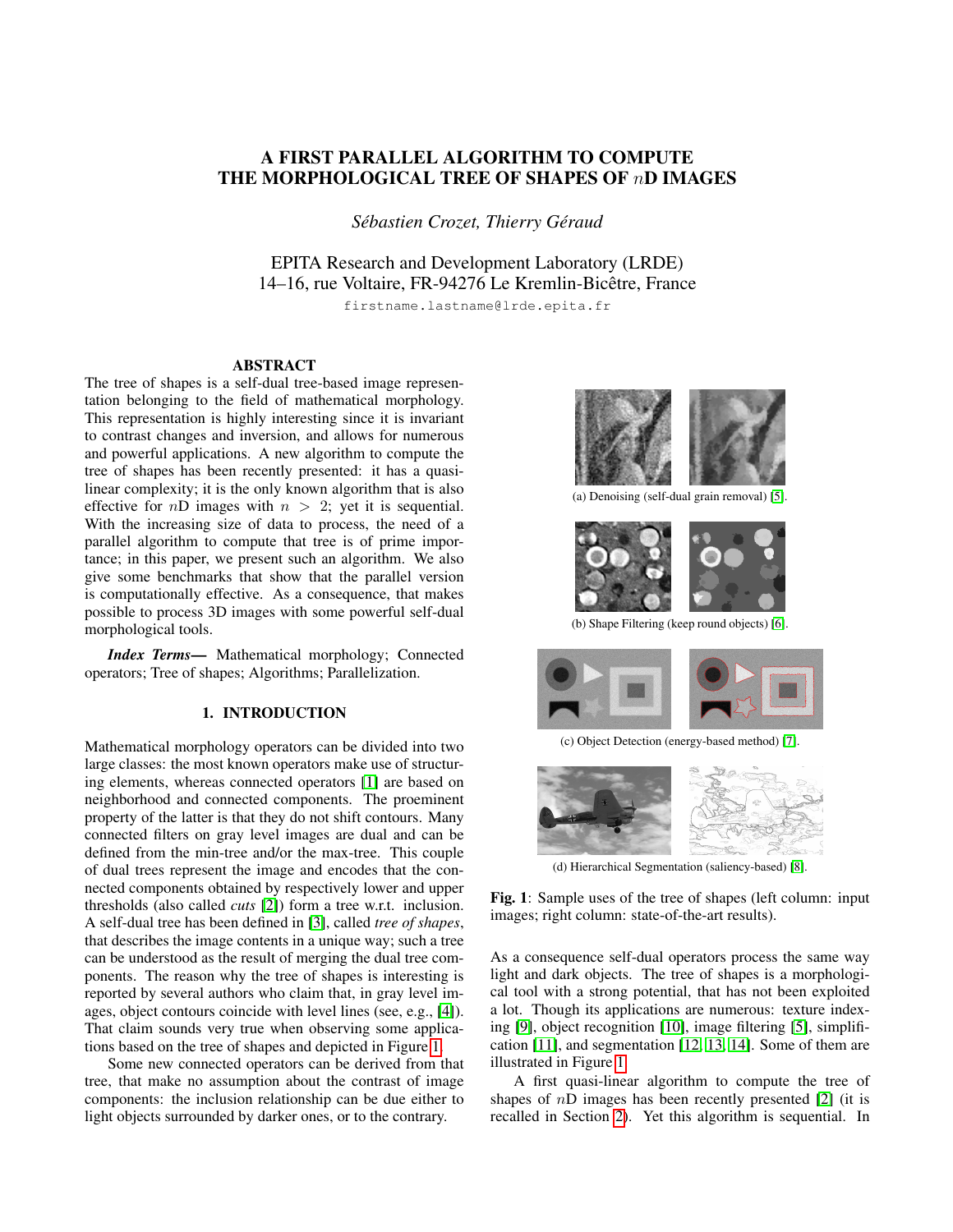# A FIRST PARALLEL ALGORITHM TO COMPUTE THE MORPHOLOGICAL TREE OF SHAPES OF $n$D IMAGES

*Sébastien Crozet, Thierry Géraud*

EPITA Research and Development Laboratory (LRDE)
14–16, rue Voltaire, FR-94276 Le Kremlin-Bicêtre, France

firstname.lastname@lrde.epita.fr

## ABSTRACT

The tree of shapes is a self-dual tree-based image representation belonging to the field of mathematical morphology. This representation is highly interesting since it is invariant to contrast changes and inversion, and allows for numerous and powerful applications. A new algorithm to compute the tree of shapes has been recently presented: it has a quasi-linear complexity; it is the only known algorithm that is also effective for $n$D images with $n > 2$; yet it is sequential. With the increasing size of data to process, the need of a parallel algorithm to compute that tree is of prime importance; in this paper, we present such an algorithm. We also give some benchmarks that show that the parallel version is computationally effective. As a consequence, that makes possible to process 3D images with some powerful self-dual morphological tools.

***Index Terms*—** Mathematical morphology; Connected operators; Tree of shapes; Algorithms; Parallelization.

## 1. INTRODUCTION

Mathematical morphology operators can be divided into two large classes: the most known operators make use of structuring elements, whereas connected operators [1] are based on neighborhood and connected components. The proeminent property of the latter is that they do not shift contours. Many connected filters on gray level images are dual and can be defined from the min-tree and/or the max-tree. This couple of dual trees represent the image and encodes that the connected components obtained by respectively lower and upper thresholds (also called *cuts* [2]) form a tree w.r.t. inclusion. A self-dual tree has been defined in [3], called *tree of shapes*, that describes the image contents in a unique way; such a tree can be understood as the result of merging the dual tree components. The reason why the tree of shapes is interesting is reported by several authors who claim that, in gray level images, object contours coincide with level lines (see, e.g., [4]). That claim sounds very true when observing some applications based on the tree of shapes and depicted in Figure 1.

Some new connected operators can be derived from that tree, that make no assumption about the contrast of image components: the inclusion relationship can be due either to light objects surrounded by darker ones, or to the contrary.

(a) Denoising (self-dual grain removal) [5].

(b) Shape Filtering (keep round objects) [6].

(c) Object Detection (energy-based method) [7].

(d) Hierarchical Segmentation (saliency-based) [8].

**Fig. 1**: Sample uses of the tree of shapes (left column: input images; right column: state-of-the-art results).

As a consequence self-dual operators process the same way light and dark objects. The tree of shapes is a morphological tool with a strong potential, that has not been exploited a lot. Though its applications are numerous: texture indexing [9], object recognition [10], image filtering [5], simplification [11], and segmentation [12, 13, 14]. Some of them are illustrated in Figure 1.

A first quasi-linear algorithm to compute the tree of shapes of $n$D images has been recently presented [2] (it is recalled in Section 2). Yet this algorithm is sequential. In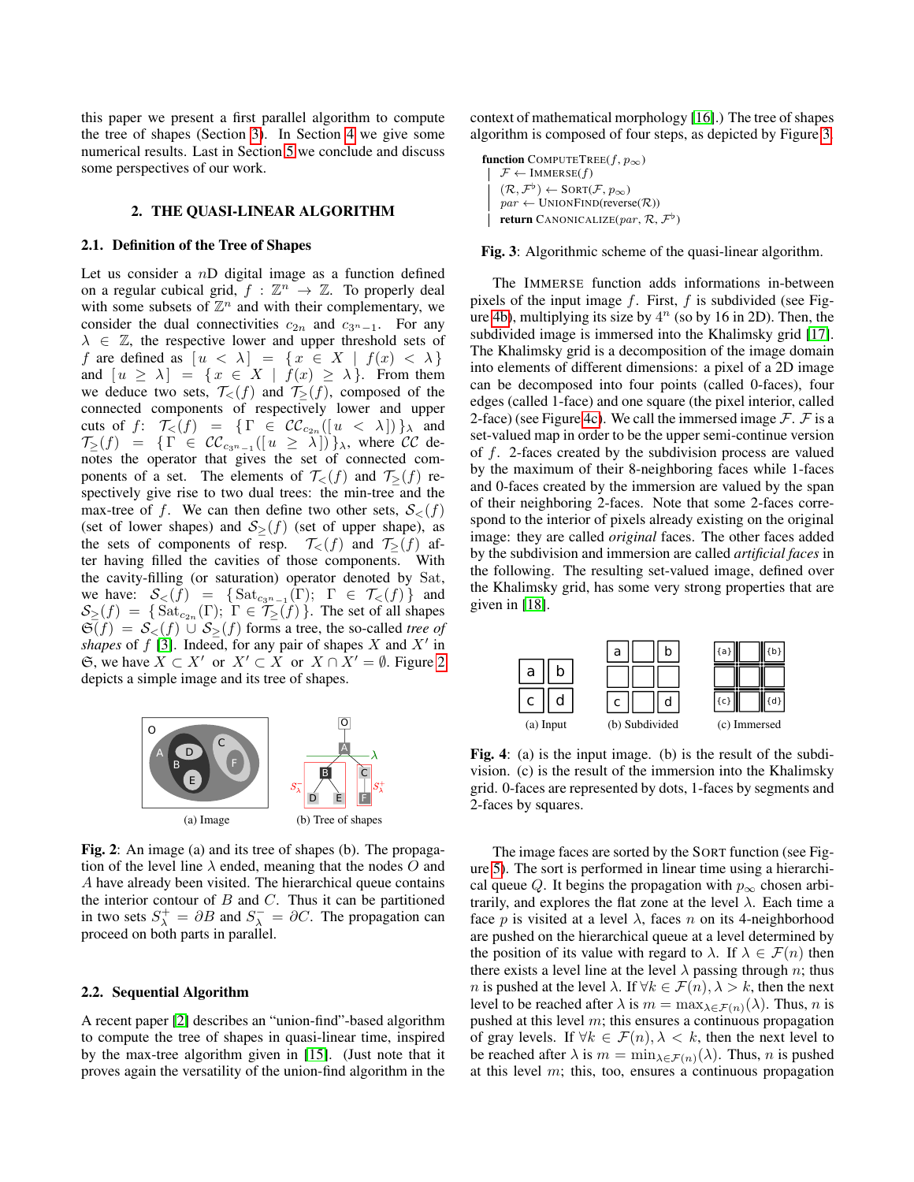this paper we present a first parallel algorithm to compute the tree of shapes (Section 3). In Section 4 we give some numerical results. Last in Section 5 we conclude and discuss some perspectives of our work.

## 2. THE QUASI-LINEAR ALGORITHM

### 2.1. Definition of the Tree of Shapes

Let us consider a $n$D digital image as a function defined on a regular cubical grid, $f : \mathbb{Z}^n \rightarrow \mathbb{Z}$. To properly deal with some subsets of $\mathbb{Z}^n$ and with their complementary, we consider the dual connectivities $c_{2n}$ and $c_{3^n-1}$. For any $\lambda \in \mathbb{Z}$, the respective lower and upper threshold sets of $f$ are defined as $[\, u < \lambda \,] = \{ x \in X \mid f(x) < \lambda \}$ and $[\, u \geq \lambda \,] = \{ x \in X \mid f(x) \geq \lambda \}$. From them we deduce two sets, $\mathcal{T}_<(f)$ and $\mathcal{T}_\geq(f)$, composed of the connected components of respectively lower and upper cuts of $f$: $\mathcal{T}_<(f) = \{ \Gamma \in \mathcal{CC}_{c_{2n}}([\, u < \lambda \,]) \}_\lambda$ and $\mathcal{T}_\geq(f) = \{ \Gamma \in \mathcal{CC}_{c_{3^n-1}}([\, u \geq \lambda \,]) \}_\lambda$, where $\mathcal{CC}$ denotes the operator that gives the set of connected components of a set. The elements of $\mathcal{T}_<(f)$ and $\mathcal{T}_\geq(f)$ respectively give rise to two dual trees: the min-tree and the max-tree of $f$. We can then define two other sets, $\mathcal{S}_<(f)$ (set of lower shapes) and $\mathcal{S}_\geq(f)$ (set of upper shape), as the sets of components of resp. $\mathcal{T}_<(f)$ and $\mathcal{T}_\geq(f)$ after having filled the cavities of those components. With the cavity-filling (or saturation) operator denoted by $\mathrm{Sat}$, we have: $\mathcal{S}_<(f) = \{ \mathrm{Sat}_{c_{3^n-1}}(\Gamma);\ \Gamma \in \mathcal{T}_<(f) \}$ and $\mathcal{S}_\geq(f) = \{ \mathrm{Sat}_{c_{2n}}(\Gamma);\ \Gamma \in \mathcal{T}_\geq(f) \}$. The set of all shapes $\mathfrak{S}(f) = \mathcal{S}_<(f) \cup \mathcal{S}_\geq(f)$ forms a tree, the so-called *tree of shapes* of $f$ [3]. Indeed, for any pair of shapes $X$ and $X'$ in $\mathfrak{S}$, we have $X \subset X'$ or $X' \subset X$ or $X \cap X' = \emptyset$. Figure 2 depicts a simple image and its tree of shapes.

(a) Image (b) Tree of shapes

**Fig. 2**: An image (a) and its tree of shapes (b). The propagation of the level line $\lambda$ ended, meaning that the nodes $O$ and $A$ have already been visited. The hierarchical queue contains the interior contour of $B$ and $C$. Thus it can be partitioned in two sets $S_\lambda^+ = \partial B$ and $S_\lambda^- = \partial C$. The propagation can proceed on both parts in parallel.

### 2.2. Sequential Algorithm

A recent paper [2] describes an "union-find"-based algorithm to compute the tree of shapes in quasi-linear time, inspired by the max-tree algorithm given in [15]. (Just note that it proves again the versatility of the union-find algorithm in the context of mathematical morphology [16].) The tree of shapes algorithm is composed of four steps, as depicted by Figure 3.

```
function COMPUTETREE(f, p∞)
    F ← IMMERSE(f)
    (R, F♭) ← SORT(F, p∞)
    par ← UNIONFIND(reverse(R))
    return CANONICALIZE(par, R, F♭)
```

**Fig. 3**: Algorithmic scheme of the quasi-linear algorithm.

The IMMERSE function adds informations in-between pixels of the input image $f$. First, $f$ is subdivided (see Figure 4b), multiplying its size by $4^n$ (so by 16 in 2D). Then, the subdivided image is immersed into the Khalimsky grid [17]. The Khalimsky grid is a decomposition of the image domain into elements of different dimensions: a pixel of a 2D image can be decomposed into four points (called 0-faces), four edges (called 1-face) and one square (the pixel interior, called 2-face) (see Figure 4c). We call the immersed image $\mathcal{F}$. $\mathcal{F}$ is a set-valued map in order to be the upper semi-continue version of $f$. 2-faces created by the subdivision process are valued by the maximum of their 8-neighboring faces while 1-faces and 0-faces created by the immersion are valued by the span of their neighboring 2-faces. Note that some 2-faces correspond to the interior of pixels already existing on the original image: they are called *original* faces. The other faces added by the subdivision and immersion are called *artificial faces* in the following. The resulting set-valued image, defined over the Khalimsky grid, has some very strong properties that are given in [18].

(a) Input (b) Subdivided (c) Immersed

**Fig. 4**: (a) is the input image. (b) is the result of the subdivision. (c) is the result of the immersion into the Khalimsky grid. 0-faces are represented by dots, 1-faces by segments and 2-faces by squares.

The image faces are sorted by the SORT function (see Figure 5). The sort is performed in linear time using a hierarchical queue $Q$. It begins the propagation with $p_\infty$ chosen arbitrarily, and explores the flat zone at the level $\lambda$. Each time a face $p$ is visited at a level $\lambda$, faces $n$ on its 4-neighborhood are pushed on the hierarchical queue at a level determined by the position of its value with regard to $\lambda$. If $\lambda \in \mathcal{F}(n)$ then there exists a level line at the level $\lambda$ passing through $n$; thus $n$ is pushed at the level $\lambda$. If $\forall k \in \mathcal{F}(n), \lambda > k$, then the next level to be reached after $\lambda$ is $m = \max_{\lambda \in \mathcal{F}(n)}(\lambda)$. Thus, $n$ is pushed at this level $m$; this ensures a continuous propagation of gray levels. If $\forall k \in \mathcal{F}(n), \lambda < k$, then the next level to be reached after $\lambda$ is $m = \min_{\lambda \in \mathcal{F}(n)}(\lambda)$. Thus, $n$ is pushed at this level $m$; this, too, ensures a continuous propagation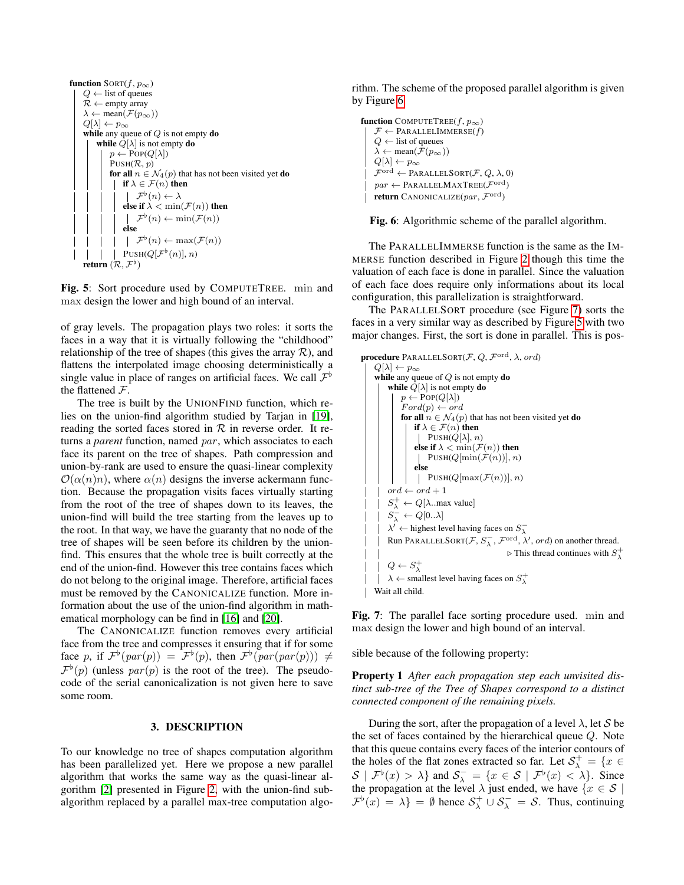```
function SORT(f, p∞)
    Q ← list of queues
    R ← empty array
    λ ← mean(F(p∞))
    Q[λ] ← p∞
    while any queue of Q is not empty do
        while Q[λ] is not empty do
            p ← POP(Q[λ])
            PUSH(R, p)
            for all n ∈ N4(p) that has not been visited yet do
                if λ ∈ F(n) then
                    F♭(n) ← λ
                else if λ < min(F(n)) then
                    F♭(n) ← min(F(n))
                else
                    F♭(n) ← max(F(n))
                PUSH(Q[F♭(n)], n)
    return (R, F♭)
```

**Fig. 5**: Sort procedure used by COMPUTETREE. min and max design the lower and high bound of an interval.

of gray levels. The propagation plays two roles: it sorts the faces in a way that it is virtually following the "childhood" relationship of the tree of shapes (this gives the array $\mathcal{R}$), and flattens the interpolated image choosing deterministically a single value in place of ranges on artificial faces. We call $\mathcal{F}^\flat$ the flattened $\mathcal{F}$.

The tree is built by the UNIONFIND function, which relies on the union-find algorithm studied by Tarjan in [19], reading the sorted faces stored in $\mathcal{R}$ in reverse order. It returns a *parent* function, named $par$, which associates to each face its parent on the tree of shapes. Path compression and union-by-rank are used to ensure the quasi-linear complexity $\mathcal{O}(\alpha(n)n)$, where $\alpha(n)$ designs the inverse ackermann function. Because the propagation visits faces virtually starting from the root of the tree of shapes down to its leaves, the union-find will build the tree starting from the leaves up to the root. In that way, we have the guaranty that no node of the tree of shapes will be seen before its children by the union-find. This ensures that the whole tree is built correctly at the end of the union-find. However this tree contains faces which do not belong to the original image. Therefore, artificial faces must be removed by the CANONICALIZE function. More information about the use of the union-find algorithm in mathematical morphology can be find in [16] and [20].

The CANONICALIZE function removes every artificial face from the tree and compresses it ensuring that if for some face $p$, if $\mathcal{F}^\flat(par(p)) = \mathcal{F}^\flat(p)$, then $\mathcal{F}^\flat(par(par(p))) \neq \mathcal{F}^\flat(p)$ (unless $par(p)$ is the root of the tree). The pseudo-code of the serial canonicalization is not given here to save some room.

## 3. DESCRIPTION

To our knowledge no tree of shapes computation algorithm has been parallelized yet. Here we propose a new parallel algorithm that works the same way as the quasi-linear algorithm [2] presented in Figure 2, with the union-find sub-algorithm replaced by a parallel max-tree computation algorithm. The scheme of the proposed parallel algorithm is given by Figure 6.

```
function COMPUTETREE(f, p∞)
    F ← PARALLELIMMERSE(f)
    Q ← list of queues
    λ ← mean(F(p∞))
    Q[λ] ← p∞
    F^ord ← PARALLELSORT(F, Q, λ, 0)
    par ← PARALLELMAXTREE(F^ord)
    return CANONICALIZE(par, F^ord)
```

**Fig. 6**: Algorithmic scheme of the parallel algorithm.

The PARALLELIMMERSE function is the same as the IMMERSE function described in Figure 2 though this time the valuation of each face is done in parallel. Since the valuation of each face does require only informations about its local configuration, this parallelization is straightforward.

The PARALLELSORT procedure (see Figure 7) sorts the faces in a very similar way as described by Figure 5 with two major changes. First, the sort is done in parallel. This is possible because of the following property:

```
procedure PARALLELSORT(F, Q, F^ord, λ, ord)
    Q[λ] ← p∞
    while any queue of Q is not empty do
        while Q[λ] is not empty do
            p ← POP(Q[λ])
            Ford(p) ← ord
            for all n ∈ N4(p) that has not been visited yet do
                if λ ∈ F(n) then
                    PUSH(Q[λ], n)
                else if λ < min(F(n)) then
                    PUSH(Q[min(F(n))], n)
                else
                    PUSH(Q[max(F(n))], n)
        ord ← ord + 1
        S+_λ ← Q[λ..max value]
        S-_λ ← Q[0..λ]
        λ' ← highest level having faces on S-_λ
        Run PARALLELSORT(F, S-_λ, F^ord, λ', ord) on another thread.
                                            ▷ This thread continues with S+_λ
        Q ← S+_λ
        λ ← smallest level having faces on S+_λ
    Wait all child.
```

**Fig. 7**: The parallel face sorting procedure used. min and max design the lower and high bound of an interval.

sible because of the following property:

**Property 1** *After each propagation step each unvisited distinct sub-tree of the Tree of Shapes correspond to a distinct connected component of the remaining pixels.*

During the sort, after the propagation of a level $\lambda$, let $\mathcal{S}$ be the set of faces contained by the hierarchical queue $Q$. Note that this queue contains every faces of the interior contours of the holes of the flat zones extracted so far. Let $\mathcal{S}^+_\lambda = \{x \in \mathcal{S} \mid \mathcal{F}^\flat(x) > \lambda\}$ and $\mathcal{S}^-_\lambda = \{x \in \mathcal{S} \mid \mathcal{F}^\flat(x) < \lambda\}$. Since the propagation at the level $\lambda$ just ended, we have $\{x \in \mathcal{S} \mid \mathcal{F}^\flat(x) = \lambda\} = \emptyset$ hence $\mathcal{S}^+_\lambda \cup \mathcal{S}^-_\lambda = \mathcal{S}$. Thus, continuing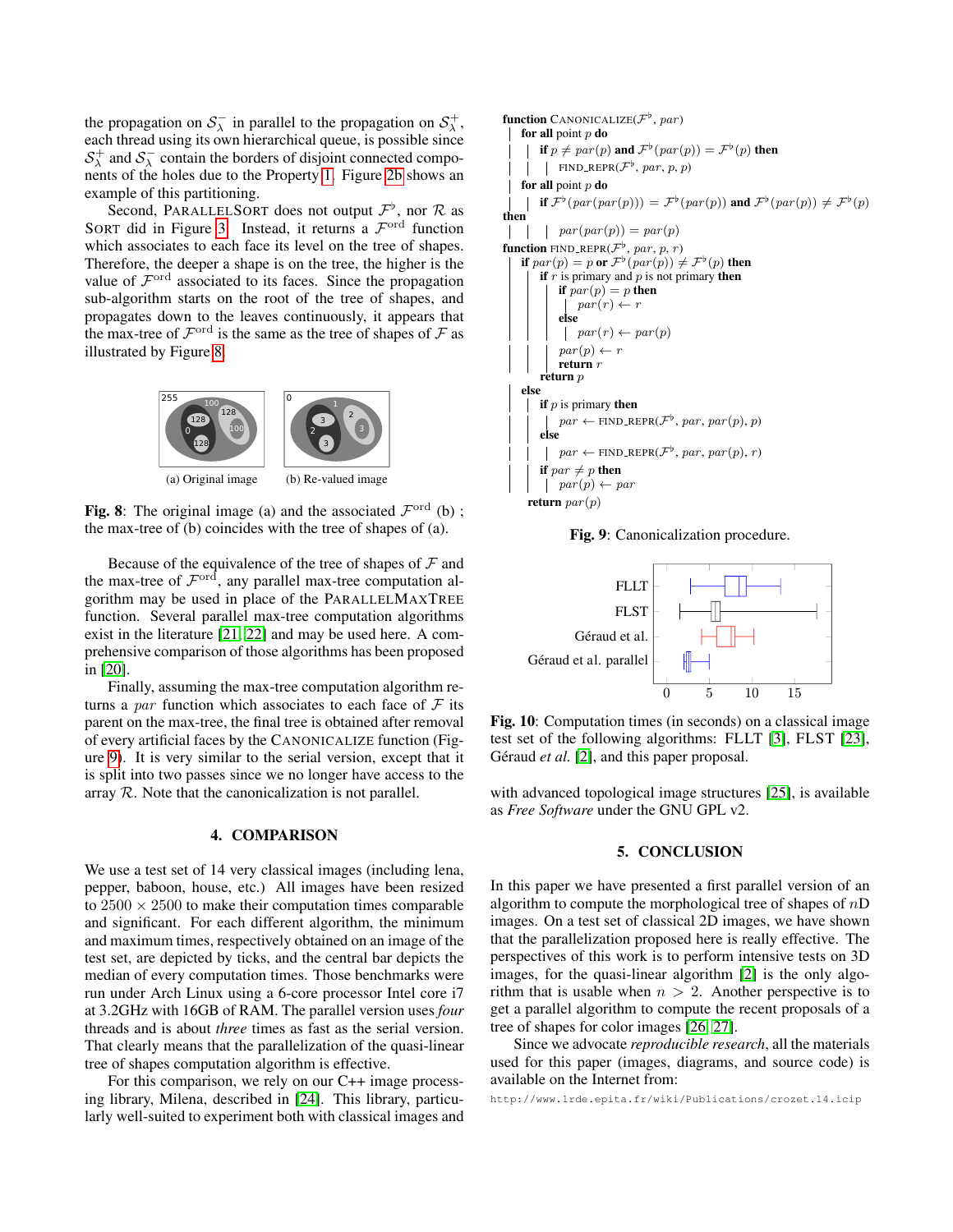the propagation on $\mathcal{S}_\lambda^-$ in parallel to the propagation on $\mathcal{S}_\lambda^+$, each thread using its own hierarchical queue, is possible since $\mathcal{S}_\lambda^+$ and $\mathcal{S}_\lambda^-$ contain the borders of disjoint connected components of the holes due to the Property 1. Figure 2b shows an example of this partitioning.

Second, PARALLELSORT does not output $\mathcal{F}^\flat$, nor $\mathcal{R}$ as SORT did in Figure 3. Instead, it returns a $\mathcal{F}^{\text{ord}}$ function which associates to each face its level on the tree of shapes. Therefore, the deeper a shape is on the tree, the higher is the value of $\mathcal{F}^{\text{ord}}$ associated to its faces. Since the propagation sub-algorithm starts on the root of the tree of shapes, and propagates down to the leaves continuously, it appears that the max-tree of $\mathcal{F}^{\text{ord}}$ is the same as the tree of shapes of $\mathcal{F}$ as illustrated by Figure 8.

(a) Original image (b) Re-valued image

**Fig. 8**: The original image (a) and the associated $\mathcal{F}^{\text{ord}}$ (b) ; the max-tree of (b) coincides with the tree of shapes of (a).

Because of the equivalence of the tree of shapes of $\mathcal{F}$ and the max-tree of $\mathcal{F}^{\text{ord}}$, any parallel max-tree computation algorithm may be used in place of the PARALLELMAXTREE function. Several parallel max-tree computation algorithms exist in the literature [21, 22] and may be used here. A comprehensive comparison of those algorithms has been proposed in [20].

Finally, assuming the max-tree computation algorithm returns a $par$ function which associates to each face of $\mathcal{F}$ its parent on the max-tree, the final tree is obtained after removal of every artificial faces by the CANONICALIZE function (Figure 9). It is very similar to the serial version, except that it is split into two passes since we no longer have access to the array $\mathcal{R}$. Note that the canonicalization is not parallel.

## 4. COMPARISON

We use a test set of 14 very classical images (including lena, pepper, baboon, house, etc.) All images have been resized to $2500 \times 2500$ to make their computation times comparable and significant. For each different algorithm, the minimum and maximum times, respectively obtained on an image of the test set, are depicted by ticks, and the central bar depicts the median of every computation times. Those benchmarks were run under Arch Linux using a 6-core processor Intel core i7 at 3.2GHz with 16GB of RAM. The parallel version uses *four* threads and is about *three* times as fast as the serial version. That clearly means that the parallelization of the quasi-linear tree of shapes computation algorithm is effective.

For this comparison, we rely on our C++ image processing library, Milena, described in [24]. This library, particularly well-suited to experiment both with classical images and

```
function CANONICALIZE(F♭, par)
  for all point p do
    if p ≠ par(p) and F♭(par(p)) = F♭(p) then
      FIND_REPR(F♭, par, p, p)
  for all point p do
    if F♭(par(par(p))) = F♭(par(p)) and F♭(par(p)) ≠ F♭(p) then
      par(par(p)) = par(p)
function FIND_REPR(F♭, par, p, r)
  if par(p) = p or F♭(par(p)) ≠ F♭(p) then
    if r is primary and p is not primary then
      if par(p) = p then
        par(r) ← r
      else
        par(r) ← par(p)
      par(p) ← r
      return r
    return p
  else
    if p is primary then
      par ← FIND_REPR(F♭, par, par(p), p)
    else
      par ← FIND_REPR(F♭, par, par(p), r)
    if par ≠ p then
      par(p) ← par
  return par(p)
```

**Fig. 9**: Canonicalization procedure.

**Fig. 10**: Computation times (in seconds) on a classical image test set of the following algorithms: FLLT [3], FLST [23], Géraud *et al.* [2], and this paper proposal.

with advanced topological image structures [25], is available as *Free Software* under the GNU GPL v2.

## 5. CONCLUSION

In this paper we have presented a first parallel version of an algorithm to compute the morphological tree of shapes of $n$D images. On a test set of classical 2D images, we have shown that the parallelization proposed here is really effective. The perspectives of this work is to perform intensive tests on 3D images, for the quasi-linear algorithm [2] is the only algorithm that is usable when $n > 2$. Another perspective is to get a parallel algorithm to compute the recent proposals of a tree of shapes for color images [26, 27].

Since we advocate *reproducible research*, all the materials used for this paper (images, diagrams, and source code) is available on the Internet from:

http://www.lrde.epita.fr/wiki/Publications/crozet.14.icip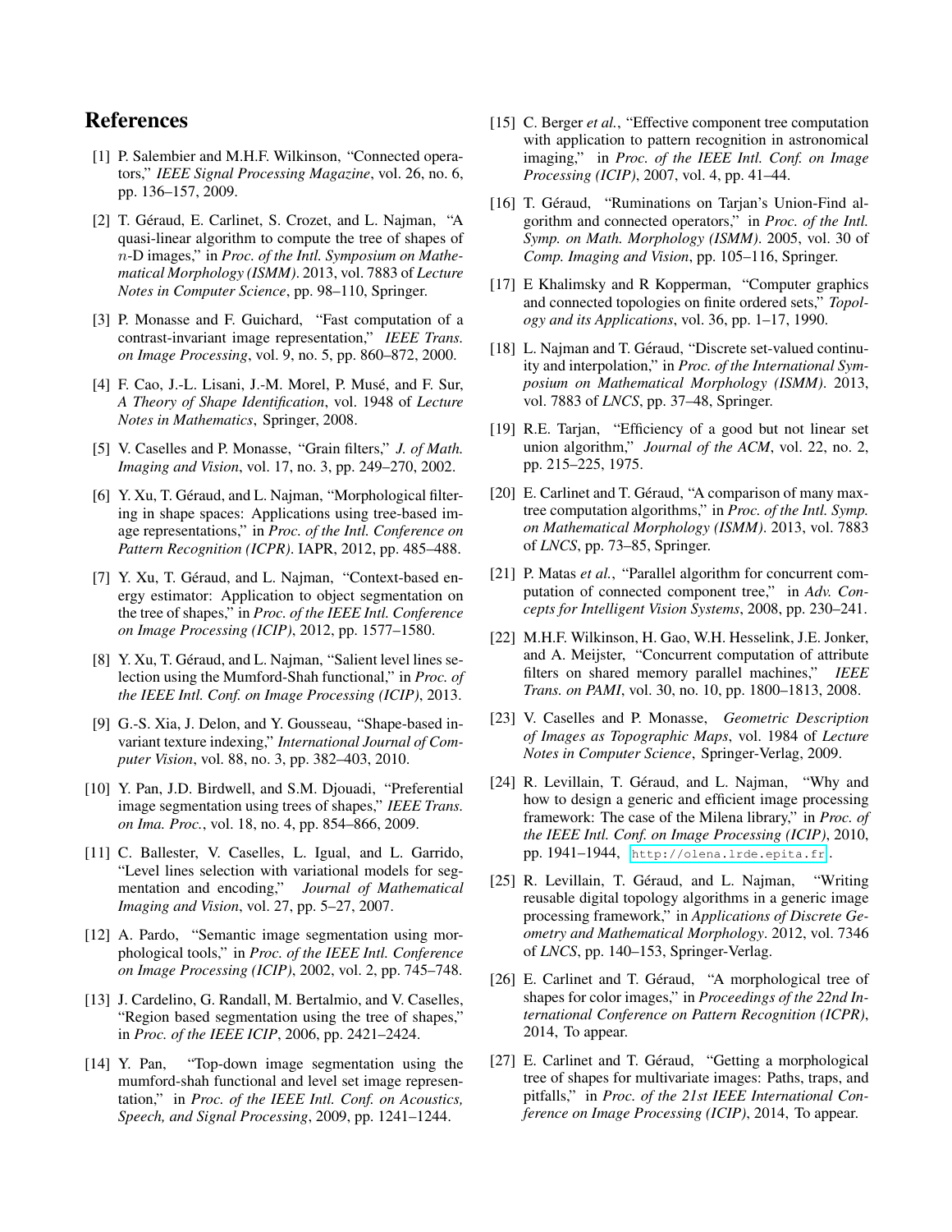# References

[1] P. Salembier and M.H.F. Wilkinson, "Connected operators," *IEEE Signal Processing Magazine*, vol. 26, no. 6, pp. 136–157, 2009.

[2] T. Géraud, E. Carlinet, S. Crozet, and L. Najman, "A quasi-linear algorithm to compute the tree of shapes of $n$-D images," in *Proc. of the Intl. Symposium on Mathematical Morphology (ISMM)*. 2013, vol. 7883 of *Lecture Notes in Computer Science*, pp. 98–110, Springer.

[3] P. Monasse and F. Guichard, "Fast computation of a contrast-invariant image representation," *IEEE Trans. on Image Processing*, vol. 9, no. 5, pp. 860–872, 2000.

[4] F. Cao, J.-L. Lisani, J.-M. Morel, P. Musé, and F. Sur, *A Theory of Shape Identification*, vol. 1948 of *Lecture Notes in Mathematics*, Springer, 2008.

[5] V. Caselles and P. Monasse, "Grain filters," *J. of Math. Imaging and Vision*, vol. 17, no. 3, pp. 249–270, 2002.

[6] Y. Xu, T. Géraud, and L. Najman, "Morphological filtering in shape spaces: Applications using tree-based image representations," in *Proc. of the Intl. Conference on Pattern Recognition (ICPR)*. IAPR, 2012, pp. 485–488.

[7] Y. Xu, T. Géraud, and L. Najman, "Context-based energy estimator: Application to object segmentation on the tree of shapes," in *Proc. of the IEEE Intl. Conference on Image Processing (ICIP)*, 2012, pp. 1577–1580.

[8] Y. Xu, T. Géraud, and L. Najman, "Salient level lines selection using the Mumford-Shah functional," in *Proc. of the IEEE Intl. Conf. on Image Processing (ICIP)*, 2013.

[9] G.-S. Xia, J. Delon, and Y. Gousseau, "Shape-based invariant texture indexing," *International Journal of Computer Vision*, vol. 88, no. 3, pp. 382–403, 2010.

[10] Y. Pan, J.D. Birdwell, and S.M. Djouadi, "Preferential image segmentation using trees of shapes," *IEEE Trans. on Ima. Proc.*, vol. 18, no. 4, pp. 854–866, 2009.

[11] C. Ballester, V. Caselles, L. Igual, and L. Garrido, "Level lines selection with variational models for segmentation and encoding," *Journal of Mathematical Imaging and Vision*, vol. 27, pp. 5–27, 2007.

[12] A. Pardo, "Semantic image segmentation using morphological tools," in *Proc. of the IEEE Intl. Conference on Image Processing (ICIP)*, 2002, vol. 2, pp. 745–748.

[13] J. Cardelino, G. Randall, M. Bertalmio, and V. Caselles, "Region based segmentation using the tree of shapes," in *Proc. of the IEEE ICIP*, 2006, pp. 2421–2424.

[14] Y. Pan, "Top-down image segmentation using the mumford-shah functional and level set image representation," in *Proc. of the IEEE Intl. Conf. on Acoustics, Speech, and Signal Processing*, 2009, pp. 1241–1244.

[15] C. Berger *et al.*, "Effective component tree computation with application to pattern recognition in astronomical imaging," in *Proc. of the IEEE Intl. Conf. on Image Processing (ICIP)*, 2007, vol. 4, pp. 41–44.

[16] T. Géraud, "Ruminations on Tarjan's Union-Find algorithm and connected operators," in *Proc. of the Intl. Symp. on Math. Morphology (ISMM)*. 2005, vol. 30 of *Comp. Imaging and Vision*, pp. 105–116, Springer.

[17] E Khalimsky and R Kopperman, "Computer graphics and connected topologies on finite ordered sets," *Topology and its Applications*, vol. 36, pp. 1–17, 1990.

[18] L. Najman and T. Géraud, "Discrete set-valued continuity and interpolation," in *Proc. of the International Symposium on Mathematical Morphology (ISMM)*. 2013, vol. 7883 of *LNCS*, pp. 37–48, Springer.

[19] R.E. Tarjan, "Efficiency of a good but not linear set union algorithm," *Journal of the ACM*, vol. 22, no. 2, pp. 215–225, 1975.

[20] E. Carlinet and T. Géraud, "A comparison of many max-tree computation algorithms," in *Proc. of the Intl. Symp. on Mathematical Morphology (ISMM)*. 2013, vol. 7883 of *LNCS*, pp. 73–85, Springer.

[21] P. Matas *et al.*, "Parallel algorithm for concurrent computation of connected component tree," in *Adv. Concepts for Intelligent Vision Systems*, 2008, pp. 230–241.

[22] M.H.F. Wilkinson, H. Gao, W.H. Hesselink, J.E. Jonker, and A. Meijster, "Concurrent computation of attribute filters on shared memory parallel machines," *IEEE Trans. on PAMI*, vol. 30, no. 10, pp. 1800–1813, 2008.

[23] V. Caselles and P. Monasse, *Geometric Description of Images as Topographic Maps*, vol. 1984 of *Lecture Notes in Computer Science*, Springer-Verlag, 2009.

[24] R. Levillain, T. Géraud, and L. Najman, "Why and how to design a generic and efficient image processing framework: The case of the Milena library," in *Proc. of the IEEE Intl. Conf. on Image Processing (ICIP)*, 2010, pp. 1941–1944, `http://olena.lrde.epita.fr`.

[25] R. Levillain, T. Géraud, and L. Najman, "Writing reusable digital topology algorithms in a generic image processing framework," in *Applications of Discrete Geometry and Mathematical Morphology*. 2012, vol. 7346 of *LNCS*, pp. 140–153, Springer-Verlag.

[26] E. Carlinet and T. Géraud, "A morphological tree of shapes for color images," in *Proceedings of the 22nd International Conference on Pattern Recognition (ICPR)*, 2014, To appear.

[27] E. Carlinet and T. Géraud, "Getting a morphological tree of shapes for multivariate images: Paths, traps, and pitfalls," in *Proc. of the 21st IEEE International Conference on Image Processing (ICIP)*, 2014, To appear.